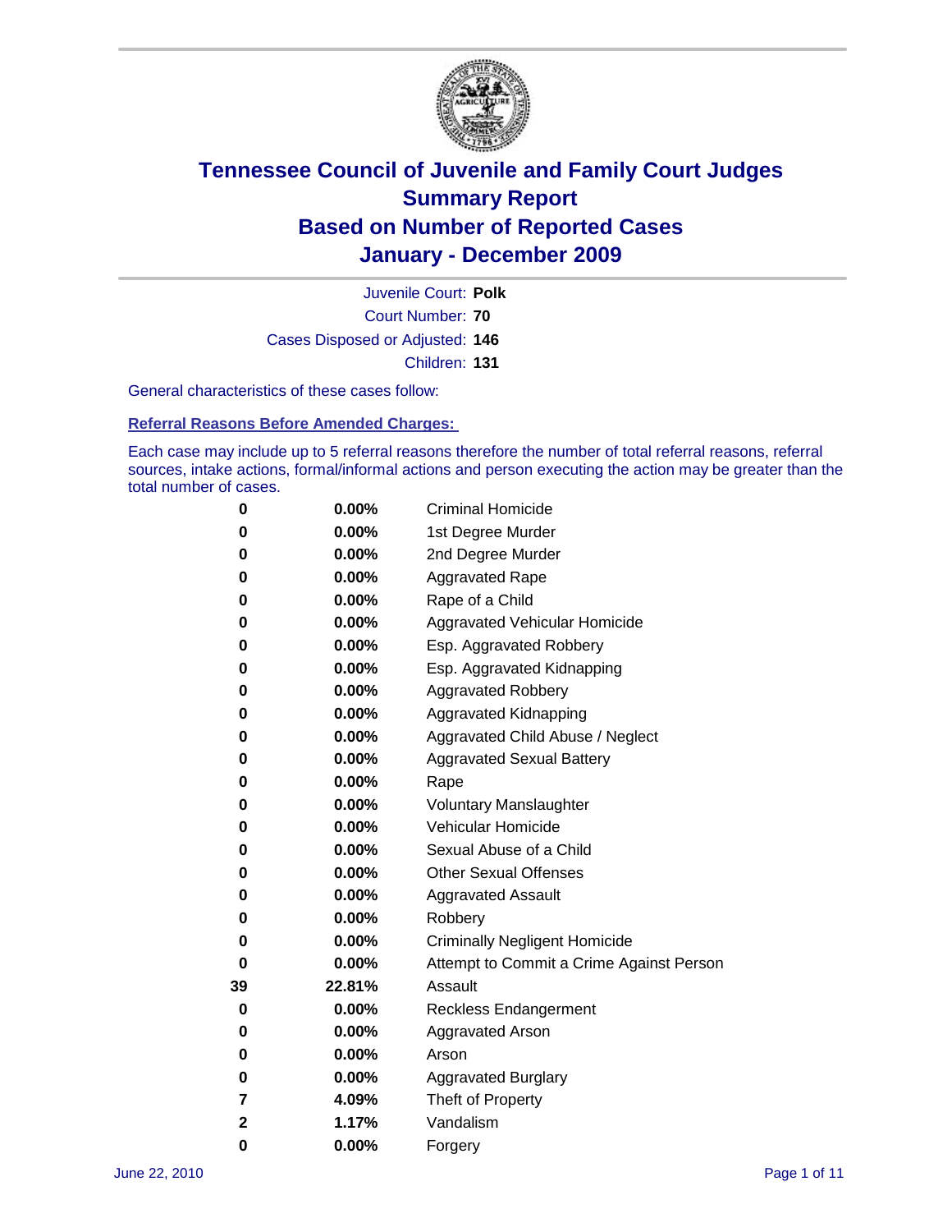# Tennessee Council of Juvenile and Family Court Judges
## Summary Report
## Based on Number of Reported Cases
## January - December 2009

Juvenile Court: **Polk**
Court Number: **70**
Cases Disposed or Adjusted: **146**
Children: **131**

General characteristics of these cases follow:

### Referral Reasons Before Amended Charges:

Each case may include up to 5 referral reasons therefore the number of total referral reasons, referral sources, intake actions, formal/informal actions and person executing the action may be greater than the total number of cases.

| | | |
|---|---|---|
| 0 | 0.00% | Criminal Homicide |
| 0 | 0.00% | 1st Degree Murder |
| 0 | 0.00% | 2nd Degree Murder |
| 0 | 0.00% | Aggravated Rape |
| 0 | 0.00% | Rape of a Child |
| 0 | 0.00% | Aggravated Vehicular Homicide |
| 0 | 0.00% | Esp. Aggravated Robbery |
| 0 | 0.00% | Esp. Aggravated Kidnapping |
| 0 | 0.00% | Aggravated Robbery |
| 0 | 0.00% | Aggravated Kidnapping |
| 0 | 0.00% | Aggravated Child Abuse / Neglect |
| 0 | 0.00% | Aggravated Sexual Battery |
| 0 | 0.00% | Rape |
| 0 | 0.00% | Voluntary Manslaughter |
| 0 | 0.00% | Vehicular Homicide |
| 0 | 0.00% | Sexual Abuse of a Child |
| 0 | 0.00% | Other Sexual Offenses |
| 0 | 0.00% | Aggravated Assault |
| 0 | 0.00% | Robbery |
| 0 | 0.00% | Criminally Negligent Homicide |
| 0 | 0.00% | Attempt to Commit a Crime Against Person |
| 39 | 22.81% | Assault |
| 0 | 0.00% | Reckless Endangerment |
| 0 | 0.00% | Aggravated Arson |
| 0 | 0.00% | Arson |
| 0 | 0.00% | Aggravated Burglary |
| 7 | 4.09% | Theft of Property |
| 2 | 1.17% | Vandalism |
| 0 | 0.00% | Forgery |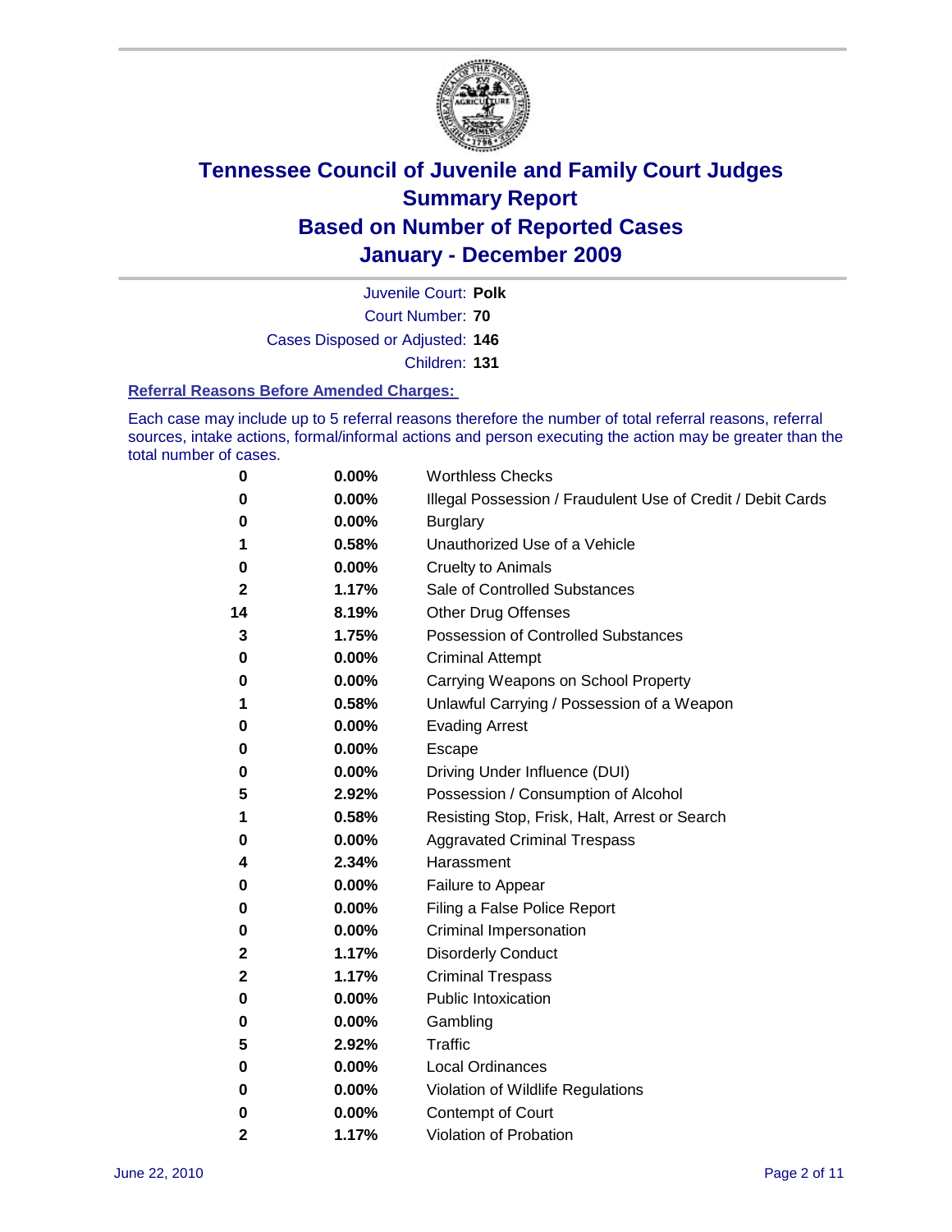# Tennessee Council of Juvenile and Family Court Judges
# Summary Report
# Based on Number of Reported Cases
# January - December 2009

Juvenile Court: **Polk**

Court Number: **70**

Cases Disposed or Adjusted: **146**

Children: **131**

### Referral Reasons Before Amended Charges:

Each case may include up to 5 referral reasons therefore the number of total referral reasons, referral sources, intake actions, formal/informal actions and person executing the action may be greater than the total number of cases.

| Count | Percent | Referral Reason |
| --- | --- | --- |
| 0 | 0.00% | Worthless Checks |
| 0 | 0.00% | Illegal Possession / Fraudulent Use of Credit / Debit Cards |
| 0 | 0.00% | Burglary |
| 1 | 0.58% | Unauthorized Use of a Vehicle |
| 0 | 0.00% | Cruelty to Animals |
| 2 | 1.17% | Sale of Controlled Substances |
| 14 | 8.19% | Other Drug Offenses |
| 3 | 1.75% | Possession of Controlled Substances |
| 0 | 0.00% | Criminal Attempt |
| 0 | 0.00% | Carrying Weapons on School Property |
| 1 | 0.58% | Unlawful Carrying / Possession of a Weapon |
| 0 | 0.00% | Evading Arrest |
| 0 | 0.00% | Escape |
| 0 | 0.00% | Driving Under Influence (DUI) |
| 5 | 2.92% | Possession / Consumption of Alcohol |
| 1 | 0.58% | Resisting Stop, Frisk, Halt, Arrest or Search |
| 0 | 0.00% | Aggravated Criminal Trespass |
| 4 | 2.34% | Harassment |
| 0 | 0.00% | Failure to Appear |
| 0 | 0.00% | Filing a False Police Report |
| 0 | 0.00% | Criminal Impersonation |
| 2 | 1.17% | Disorderly Conduct |
| 2 | 1.17% | Criminal Trespass |
| 0 | 0.00% | Public Intoxication |
| 0 | 0.00% | Gambling |
| 5 | 2.92% | Traffic |
| 0 | 0.00% | Local Ordinances |
| 0 | 0.00% | Violation of Wildlife Regulations |
| 0 | 0.00% | Contempt of Court |
| 2 | 1.17% | Violation of Probation |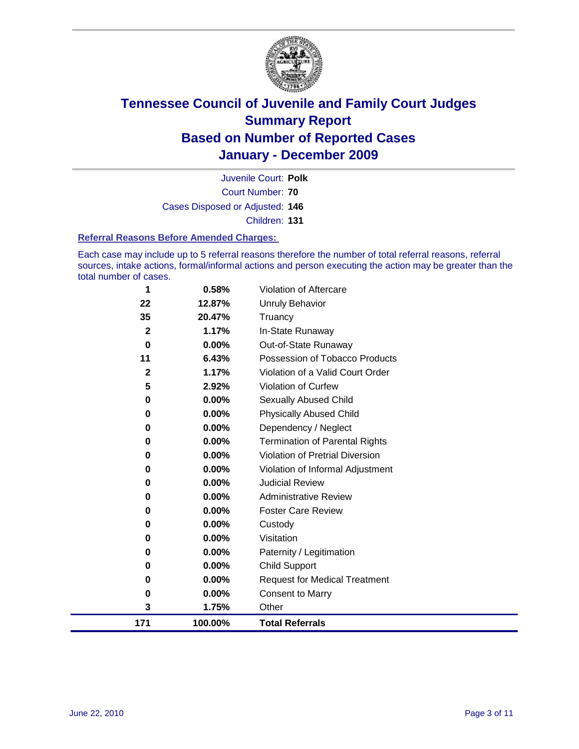# Tennessee Council of Juvenile and Family Court Judges
## Summary Report
## Based on Number of Reported Cases
## January - December 2009

Juvenile Court: **Polk**
Court Number: **70**
Cases Disposed or Adjusted: **146**
Children: **131**

### Referral Reasons Before Amended Charges:

Each case may include up to 5 referral reasons therefore the number of total referral reasons, referral sources, intake actions, formal/informal actions and person executing the action may be greater than the total number of cases.

| Count | Percent | Referral Reason |
|---|---|---|
| 1 | 0.58% | Violation of Aftercare |
| 22 | 12.87% | Unruly Behavior |
| 35 | 20.47% | Truancy |
| 2 | 1.17% | In-State Runaway |
| 0 | 0.00% | Out-of-State Runaway |
| 11 | 6.43% | Possession of Tobacco Products |
| 2 | 1.17% | Violation of a Valid Court Order |
| 5 | 2.92% | Violation of Curfew |
| 0 | 0.00% | Sexually Abused Child |
| 0 | 0.00% | Physically Abused Child |
| 0 | 0.00% | Dependency / Neglect |
| 0 | 0.00% | Termination of Parental Rights |
| 0 | 0.00% | Violation of Pretrial Diversion |
| 0 | 0.00% | Violation of Informal Adjustment |
| 0 | 0.00% | Judicial Review |
| 0 | 0.00% | Administrative Review |
| 0 | 0.00% | Foster Care Review |
| 0 | 0.00% | Custody |
| 0 | 0.00% | Visitation |
| 0 | 0.00% | Paternity / Legitimation |
| 0 | 0.00% | Child Support |
| 0 | 0.00% | Request for Medical Treatment |
| 0 | 0.00% | Consent to Marry |
| 3 | 1.75% | Other |
| **171** | **100.00%** | **Total Referrals** |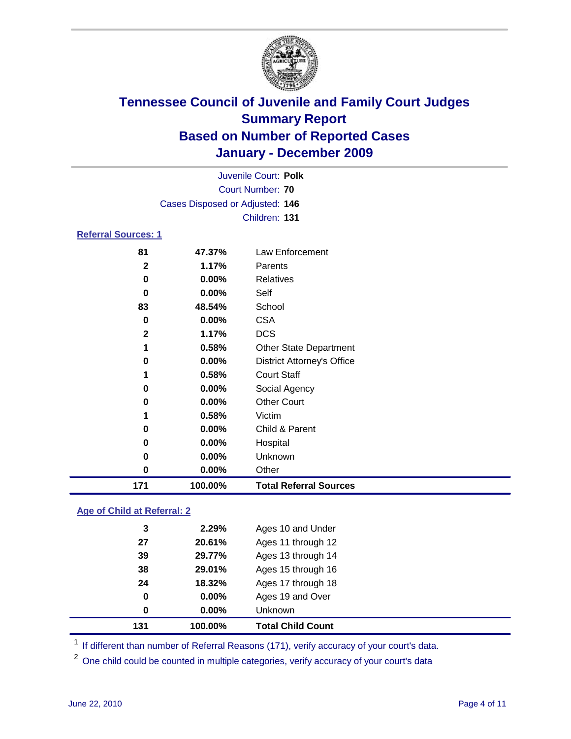# Tennessee Council of Juvenile and Family Court Judges
## Summary Report
## Based on Number of Reported Cases
## January - December 2009

Juvenile Court: **Polk**

Court Number: **70**

Cases Disposed or Adjusted: **146**

Children: **131**

### Referral Sources: 1

| | | |
|---|---|---|
| 81 | 47.37% | Law Enforcement |
| 2 | 1.17% | Parents |
| 0 | 0.00% | Relatives |
| 0 | 0.00% | Self |
| 83 | 48.54% | School |
| 0 | 0.00% | CSA |
| 2 | 1.17% | DCS |
| 1 | 0.58% | Other State Department |
| 0 | 0.00% | District Attorney's Office |
| 1 | 0.58% | Court Staff |
| 0 | 0.00% | Social Agency |
| 0 | 0.00% | Other Court |
| 1 | 0.58% | Victim |
| 0 | 0.00% | Child & Parent |
| 0 | 0.00% | Hospital |
| 0 | 0.00% | Unknown |
| 0 | 0.00% | Other |
| **171** | **100.00%** | **Total Referral Sources** |

### Age of Child at Referral: 2

| | | |
|---|---|---|
| 3 | 2.29% | Ages 10 and Under |
| 27 | 20.61% | Ages 11 through 12 |
| 39 | 29.77% | Ages 13 through 14 |
| 38 | 29.01% | Ages 15 through 16 |
| 24 | 18.32% | Ages 17 through 18 |
| 0 | 0.00% | Ages 19 and Over |
| 0 | 0.00% | Unknown |
| **131** | **100.00%** | **Total Child Count** |

[1] If different than number of Referral Reasons (171), verify accuracy of your court's data.

[2] One child could be counted in multiple categories, verify accuracy of your court's data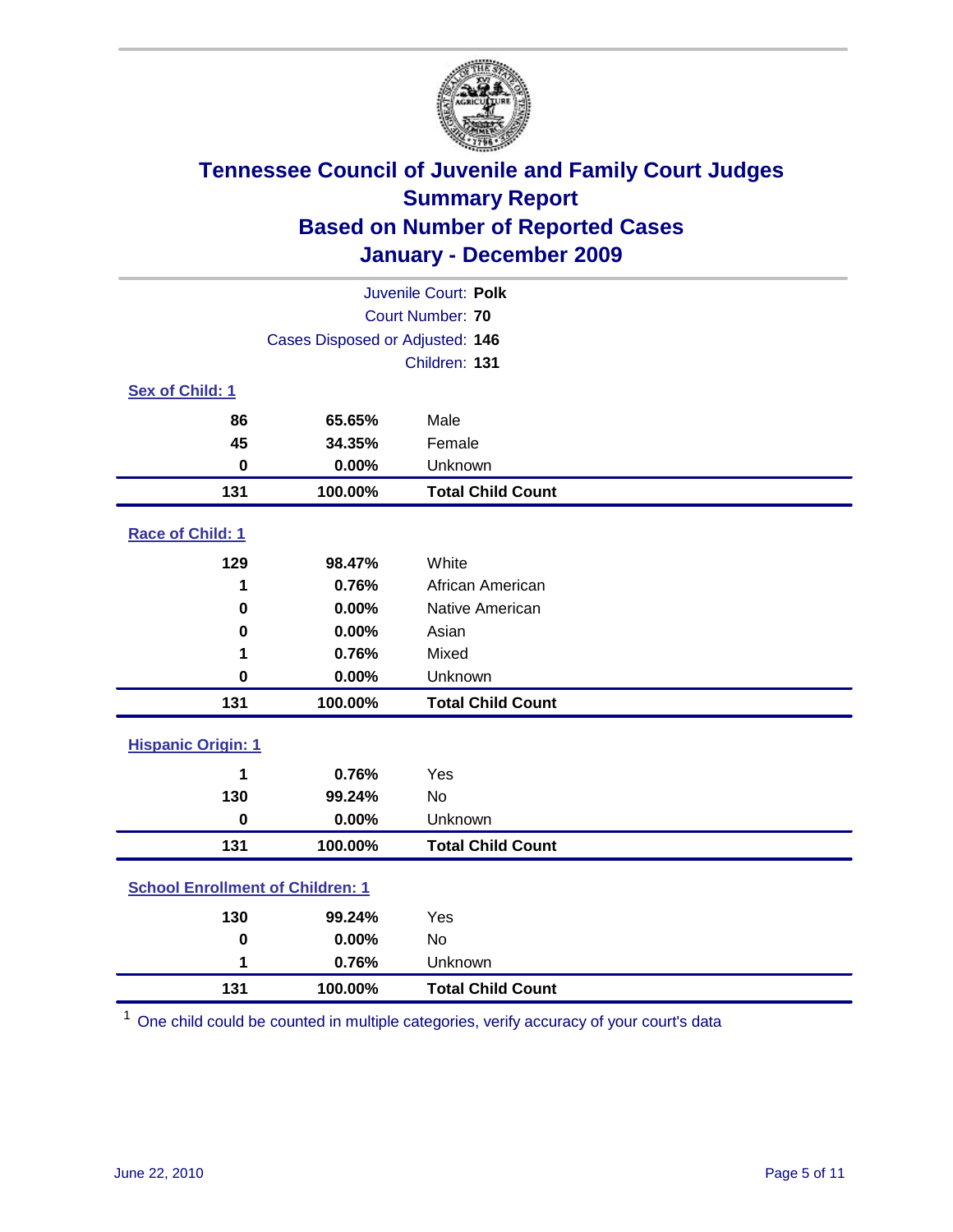# Tennessee Council of Juvenile and Family Court Judges
## Summary Report
## Based on Number of Reported Cases
## January - December 2009

Juvenile Court: **Polk**
Court Number: **70**
Cases Disposed or Adjusted: **146**
Children: **131**

### Sex of Child: 1

| | | |
|---|---|---|
| 86 | 65.65% | Male |
| 45 | 34.35% | Female |
| 0 | 0.00% | Unknown |
| **131** | **100.00%** | **Total Child Count** |

### Race of Child: 1

| | | |
|---|---|---|
| 129 | 98.47% | White |
| 1 | 0.76% | African American |
| 0 | 0.00% | Native American |
| 0 | 0.00% | Asian |
| 1 | 0.76% | Mixed |
| 0 | 0.00% | Unknown |
| **131** | **100.00%** | **Total Child Count** |

### Hispanic Origin: 1

| | | |
|---|---|---|
| 1 | 0.76% | Yes |
| 130 | 99.24% | No |
| 0 | 0.00% | Unknown |
| **131** | **100.00%** | **Total Child Count** |

### School Enrollment of Children: 1

| | | |
|---|---|---|
| 130 | 99.24% | Yes |
| 0 | 0.00% | No |
| 1 | 0.76% | Unknown |
| **131** | **100.00%** | **Total Child Count** |

[1] One child could be counted in multiple categories, verify accuracy of your court's data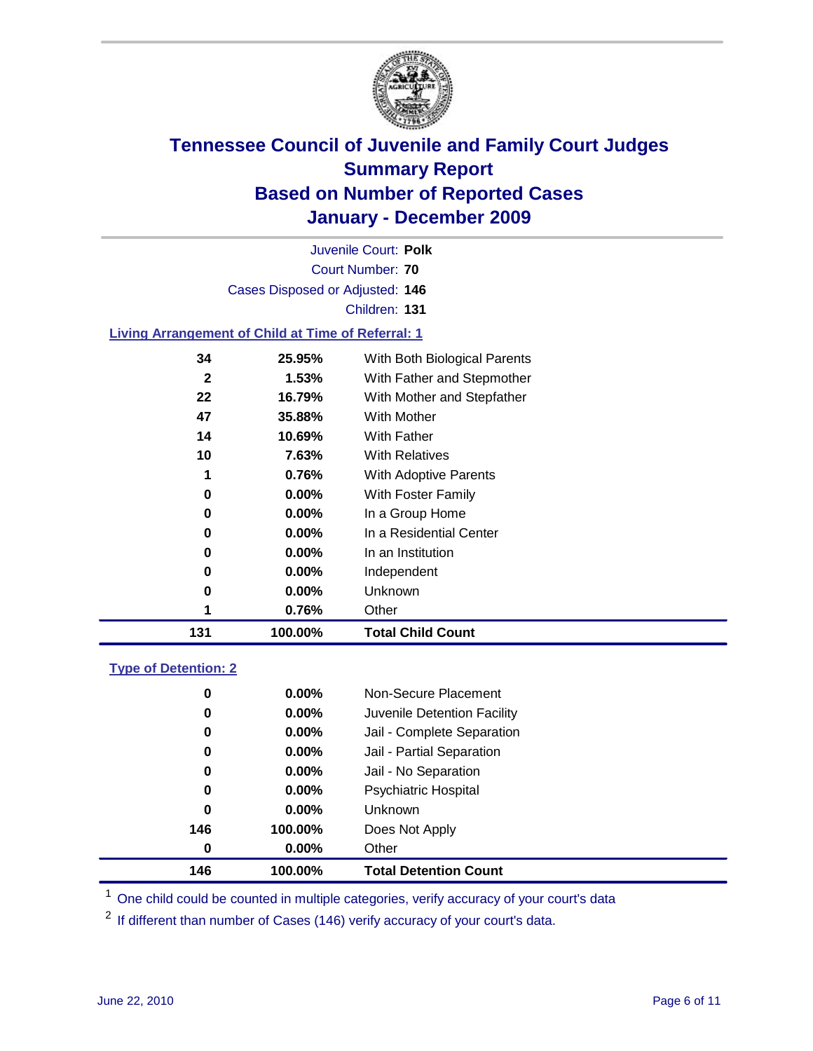# Tennessee Council of Juvenile and Family Court Judges
## Summary Report
## Based on Number of Reported Cases
## January - December 2009

Juvenile Court: **Polk**

Court Number: **70**

Cases Disposed or Adjusted: **146**

Children: **131**

### Living Arrangement of Child at Time of Referral: 1

| | | |
|---|---|---|
| 34 | 25.95% | With Both Biological Parents |
| 2 | 1.53% | With Father and Stepmother |
| 22 | 16.79% | With Mother and Stepfather |
| 47 | 35.88% | With Mother |
| 14 | 10.69% | With Father |
| 10 | 7.63% | With Relatives |
| 1 | 0.76% | With Adoptive Parents |
| 0 | 0.00% | With Foster Family |
| 0 | 0.00% | In a Group Home |
| 0 | 0.00% | In a Residential Center |
| 0 | 0.00% | In an Institution |
| 0 | 0.00% | Independent |
| 0 | 0.00% | Unknown |
| 1 | 0.76% | Other |
| **131** | **100.00%** | **Total Child Count** |

### Type of Detention: 2

| | | |
|---|---|---|
| 0 | 0.00% | Non-Secure Placement |
| 0 | 0.00% | Juvenile Detention Facility |
| 0 | 0.00% | Jail - Complete Separation |
| 0 | 0.00% | Jail - Partial Separation |
| 0 | 0.00% | Jail - No Separation |
| 0 | 0.00% | Psychiatric Hospital |
| 0 | 0.00% | Unknown |
| 146 | 100.00% | Does Not Apply |
| 0 | 0.00% | Other |
| **146** | **100.00%** | **Total Detention Count** |

[1] One child could be counted in multiple categories, verify accuracy of your court's data

[2] If different than number of Cases (146) verify accuracy of your court's data.

June 22, 2010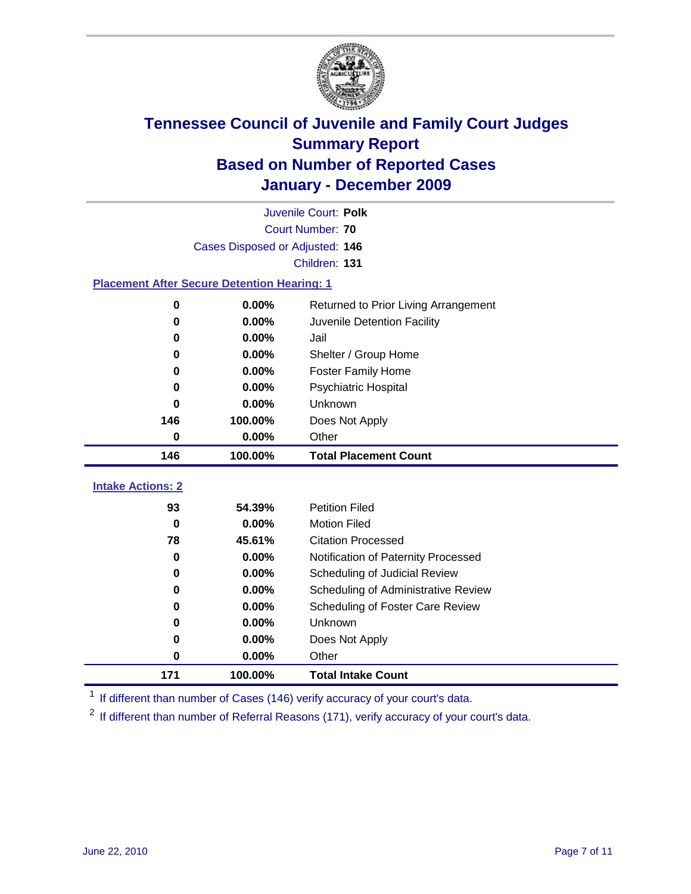# Tennessee Council of Juvenile and Family Court Judges
## Summary Report
## Based on Number of Reported Cases
## January - December 2009

Juvenile Court: **Polk**

Court Number: **70**

Cases Disposed or Adjusted: **146**

Children: **131**

### Placement After Secure Detention Hearing: 1

| | | |
|---|---|---|
| 0 | 0.00% | Returned to Prior Living Arrangement |
| 0 | 0.00% | Juvenile Detention Facility |
| 0 | 0.00% | Jail |
| 0 | 0.00% | Shelter / Group Home |
| 0 | 0.00% | Foster Family Home |
| 0 | 0.00% | Psychiatric Hospital |
| 0 | 0.00% | Unknown |
| 146 | 100.00% | Does Not Apply |
| 0 | 0.00% | Other |
| **146** | **100.00%** | **Total Placement Count** |

### Intake Actions: 2

| | | |
|---|---|---|
| 93 | 54.39% | Petition Filed |
| 0 | 0.00% | Motion Filed |
| 78 | 45.61% | Citation Processed |
| 0 | 0.00% | Notification of Paternity Processed |
| 0 | 0.00% | Scheduling of Judicial Review |
| 0 | 0.00% | Scheduling of Administrative Review |
| 0 | 0.00% | Scheduling of Foster Care Review |
| 0 | 0.00% | Unknown |
| 0 | 0.00% | Does Not Apply |
| 0 | 0.00% | Other |
| **171** | **100.00%** | **Total Intake Count** |

[1] If different than number of Cases (146) verify accuracy of your court's data.

[2] If different than number of Referral Reasons (171), verify accuracy of your court's data.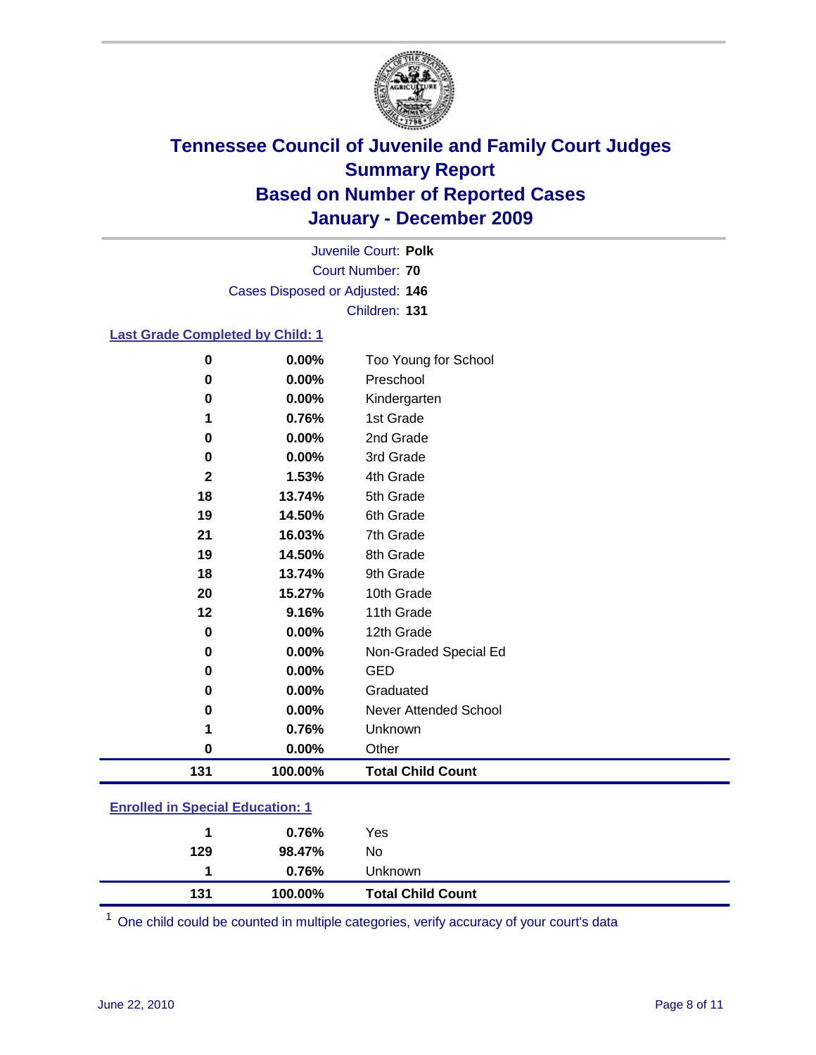# Tennessee Council of Juvenile and Family Court Judges
## Summary Report
## Based on Number of Reported Cases
## January - December 2009

Juvenile Court: **Polk**
Court Number: **70**
Cases Disposed or Adjusted: **146**
Children: **131**

### Last Grade Completed by Child: 1

| Count | Percent | Category |
|---|---|---|
| 0 | 0.00% | Too Young for School |
| 0 | 0.00% | Preschool |
| 0 | 0.00% | Kindergarten |
| 1 | 0.76% | 1st Grade |
| 0 | 0.00% | 2nd Grade |
| 0 | 0.00% | 3rd Grade |
| 2 | 1.53% | 4th Grade |
| 18 | 13.74% | 5th Grade |
| 19 | 14.50% | 6th Grade |
| 21 | 16.03% | 7th Grade |
| 19 | 14.50% | 8th Grade |
| 18 | 13.74% | 9th Grade |
| 20 | 15.27% | 10th Grade |
| 12 | 9.16% | 11th Grade |
| 0 | 0.00% | 12th Grade |
| 0 | 0.00% | Non-Graded Special Ed |
| 0 | 0.00% | GED |
| 0 | 0.00% | Graduated |
| 0 | 0.00% | Never Attended School |
| 1 | 0.76% | Unknown |
| 0 | 0.00% | Other |
| **131** | **100.00%** | **Total Child Count** |

### Enrolled in Special Education: 1

| Count | Percent | Category |
|---|---|---|
| 1 | 0.76% | Yes |
| 129 | 98.47% | No |
| 1 | 0.76% | Unknown |
| **131** | **100.00%** | **Total Child Count** |

[1] One child could be counted in multiple categories, verify accuracy of your court's data

June 22, 2010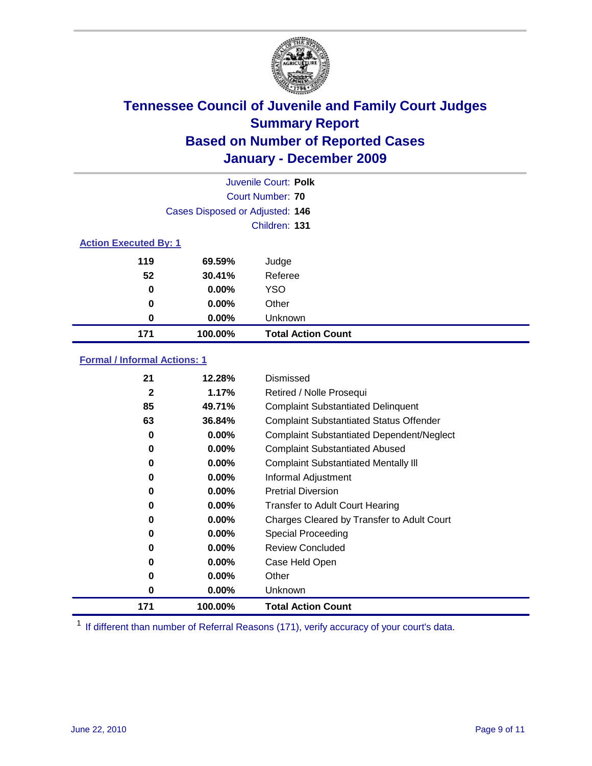# Tennessee Council of Juvenile and Family Court Judges
## Summary Report
## Based on Number of Reported Cases
## January - December 2009

Juvenile Court: **Polk**

Court Number: **70**

Cases Disposed or Adjusted: **146**

Children: **131**

### Action Executed By: 1

| | | |
|---|---|---|
| 119 | 69.59% | Judge |
| 52 | 30.41% | Referee |
| 0 | 0.00% | YSO |
| 0 | 0.00% | Other |
| 0 | 0.00% | Unknown |
| **171** | **100.00%** | **Total Action Count** |

### Formal / Informal Actions: 1

| | | |
|---|---|---|
| 21 | 12.28% | Dismissed |
| 2 | 1.17% | Retired / Nolle Prosequi |
| 85 | 49.71% | Complaint Substantiated Delinquent |
| 63 | 36.84% | Complaint Substantiated Status Offender |
| 0 | 0.00% | Complaint Substantiated Dependent/Neglect |
| 0 | 0.00% | Complaint Substantiated Abused |
| 0 | 0.00% | Complaint Substantiated Mentally Ill |
| 0 | 0.00% | Informal Adjustment |
| 0 | 0.00% | Pretrial Diversion |
| 0 | 0.00% | Transfer to Adult Court Hearing |
| 0 | 0.00% | Charges Cleared by Transfer to Adult Court |
| 0 | 0.00% | Special Proceeding |
| 0 | 0.00% | Review Concluded |
| 0 | 0.00% | Case Held Open |
| 0 | 0.00% | Other |
| 0 | 0.00% | Unknown |
| **171** | **100.00%** | **Total Action Count** |

[1] If different than number of Referral Reasons (171), verify accuracy of your court's data.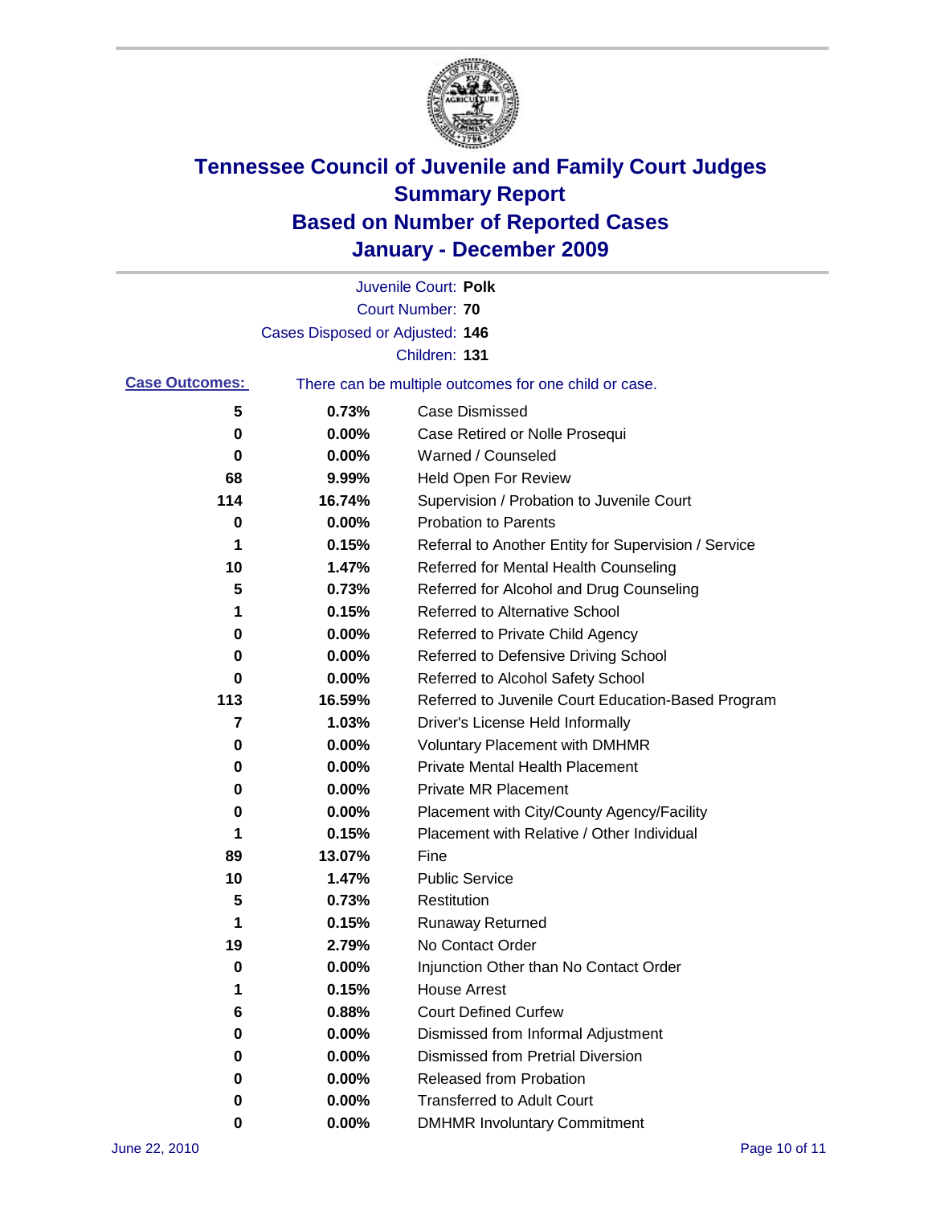# Tennessee Council of Juvenile and Family Court Judges
## Summary Report
## Based on Number of Reported Cases
## January - December 2009

Juvenile Court: **Polk**
Court Number: **70**
Cases Disposed or Adjusted: **146**
Children: **131**

**Case Outcomes:** There can be multiple outcomes for one child or case.

| | | |
|---|---|---|
| 5 | 0.73% | Case Dismissed |
| 0 | 0.00% | Case Retired or Nolle Prosequi |
| 0 | 0.00% | Warned / Counseled |
| 68 | 9.99% | Held Open For Review |
| 114 | 16.74% | Supervision / Probation to Juvenile Court |
| 0 | 0.00% | Probation to Parents |
| 1 | 0.15% | Referral to Another Entity for Supervision / Service |
| 10 | 1.47% | Referred for Mental Health Counseling |
| 5 | 0.73% | Referred for Alcohol and Drug Counseling |
| 1 | 0.15% | Referred to Alternative School |
| 0 | 0.00% | Referred to Private Child Agency |
| 0 | 0.00% | Referred to Defensive Driving School |
| 0 | 0.00% | Referred to Alcohol Safety School |
| 113 | 16.59% | Referred to Juvenile Court Education-Based Program |
| 7 | 1.03% | Driver's License Held Informally |
| 0 | 0.00% | Voluntary Placement with DMHMR |
| 0 | 0.00% | Private Mental Health Placement |
| 0 | 0.00% | Private MR Placement |
| 0 | 0.00% | Placement with City/County Agency/Facility |
| 1 | 0.15% | Placement with Relative / Other Individual |
| 89 | 13.07% | Fine |
| 10 | 1.47% | Public Service |
| 5 | 0.73% | Restitution |
| 1 | 0.15% | Runaway Returned |
| 19 | 2.79% | No Contact Order |
| 0 | 0.00% | Injunction Other than No Contact Order |
| 1 | 0.15% | House Arrest |
| 6 | 0.88% | Court Defined Curfew |
| 0 | 0.00% | Dismissed from Informal Adjustment |
| 0 | 0.00% | Dismissed from Pretrial Diversion |
| 0 | 0.00% | Released from Probation |
| 0 | 0.00% | Transferred to Adult Court |
| 0 | 0.00% | DMHMR Involuntary Commitment |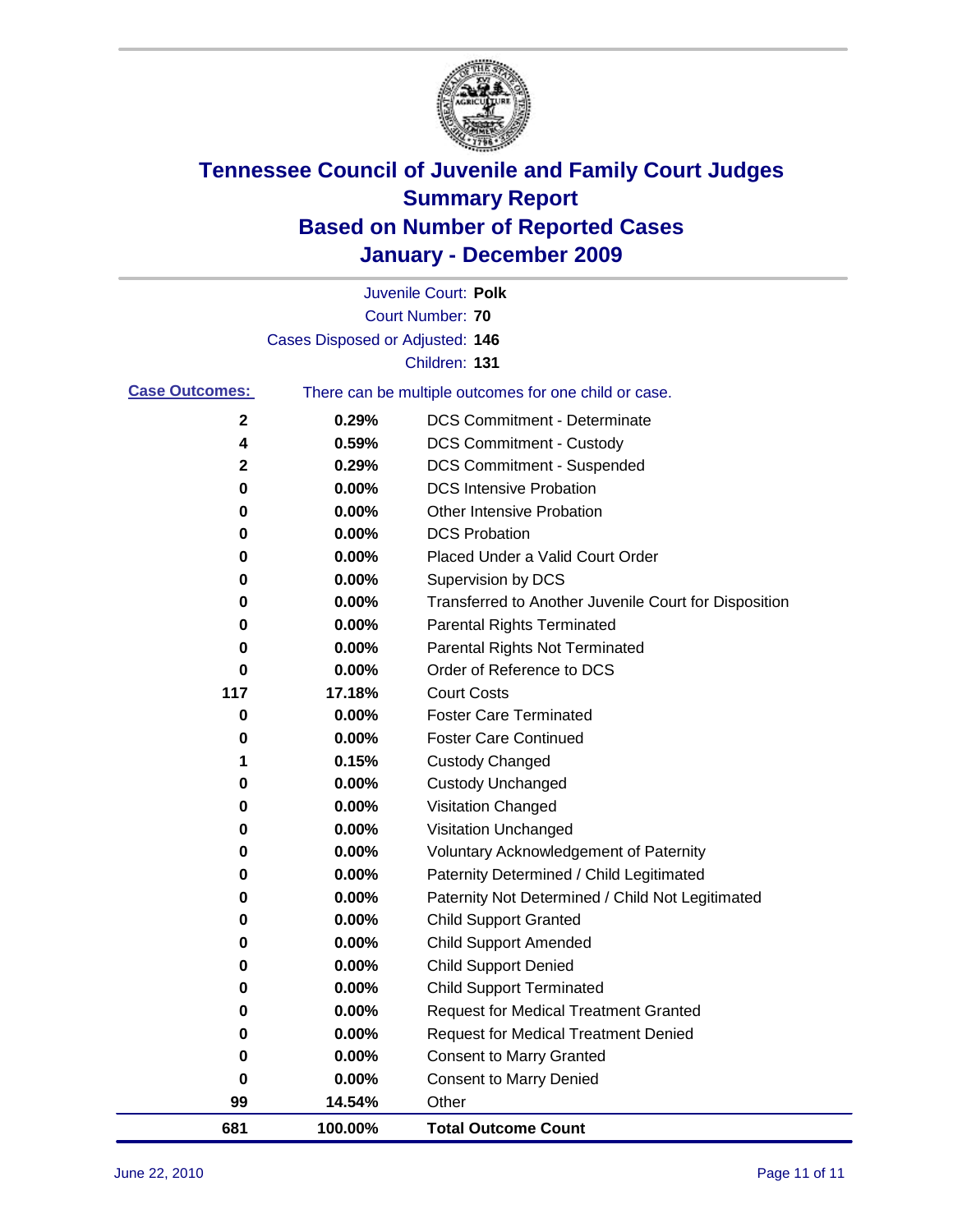# Tennessee Council of Juvenile and Family Court Judges
# Summary Report
# Based on Number of Reported Cases
# January - December 2009

Juvenile Court: **Polk**

Court Number: **70**

Cases Disposed or Adjusted: **146**

Children: **131**

**Case Outcomes:** There can be multiple outcomes for one child or case.

| | | |
|---|---|---|
| 2 | 0.29% | DCS Commitment - Determinate |
| 4 | 0.59% | DCS Commitment - Custody |
| 2 | 0.29% | DCS Commitment - Suspended |
| 0 | 0.00% | DCS Intensive Probation |
| 0 | 0.00% | Other Intensive Probation |
| 0 | 0.00% | DCS Probation |
| 0 | 0.00% | Placed Under a Valid Court Order |
| 0 | 0.00% | Supervision by DCS |
| 0 | 0.00% | Transferred to Another Juvenile Court for Disposition |
| 0 | 0.00% | Parental Rights Terminated |
| 0 | 0.00% | Parental Rights Not Terminated |
| 0 | 0.00% | Order of Reference to DCS |
| 117 | 17.18% | Court Costs |
| 0 | 0.00% | Foster Care Terminated |
| 0 | 0.00% | Foster Care Continued |
| 1 | 0.15% | Custody Changed |
| 0 | 0.00% | Custody Unchanged |
| 0 | 0.00% | Visitation Changed |
| 0 | 0.00% | Visitation Unchanged |
| 0 | 0.00% | Voluntary Acknowledgement of Paternity |
| 0 | 0.00% | Paternity Determined / Child Legitimated |
| 0 | 0.00% | Paternity Not Determined / Child Not Legitimated |
| 0 | 0.00% | Child Support Granted |
| 0 | 0.00% | Child Support Amended |
| 0 | 0.00% | Child Support Denied |
| 0 | 0.00% | Child Support Terminated |
| 0 | 0.00% | Request for Medical Treatment Granted |
| 0 | 0.00% | Request for Medical Treatment Denied |
| 0 | 0.00% | Consent to Marry Granted |
| 0 | 0.00% | Consent to Marry Denied |
| 99 | 14.54% | Other |
| **681** | **100.00%** | **Total Outcome Count** |

June 22, 2010